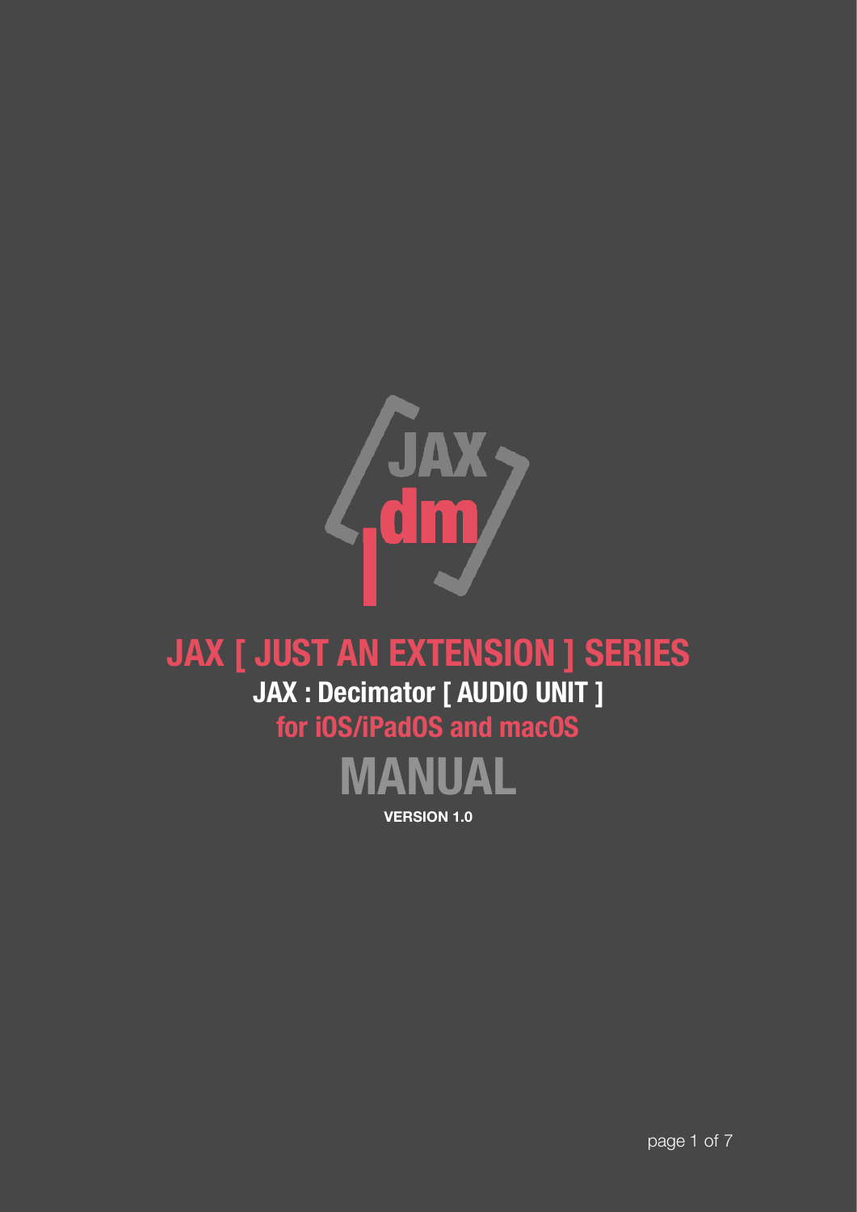JAX
dm

# JAX [ JUST AN EXTENSION ] SERIES

## JAX : Decimator [ AUDIO UNIT ]

### for iOS/iPadOS and macOS

# MANUAL

**VERSION 1.0**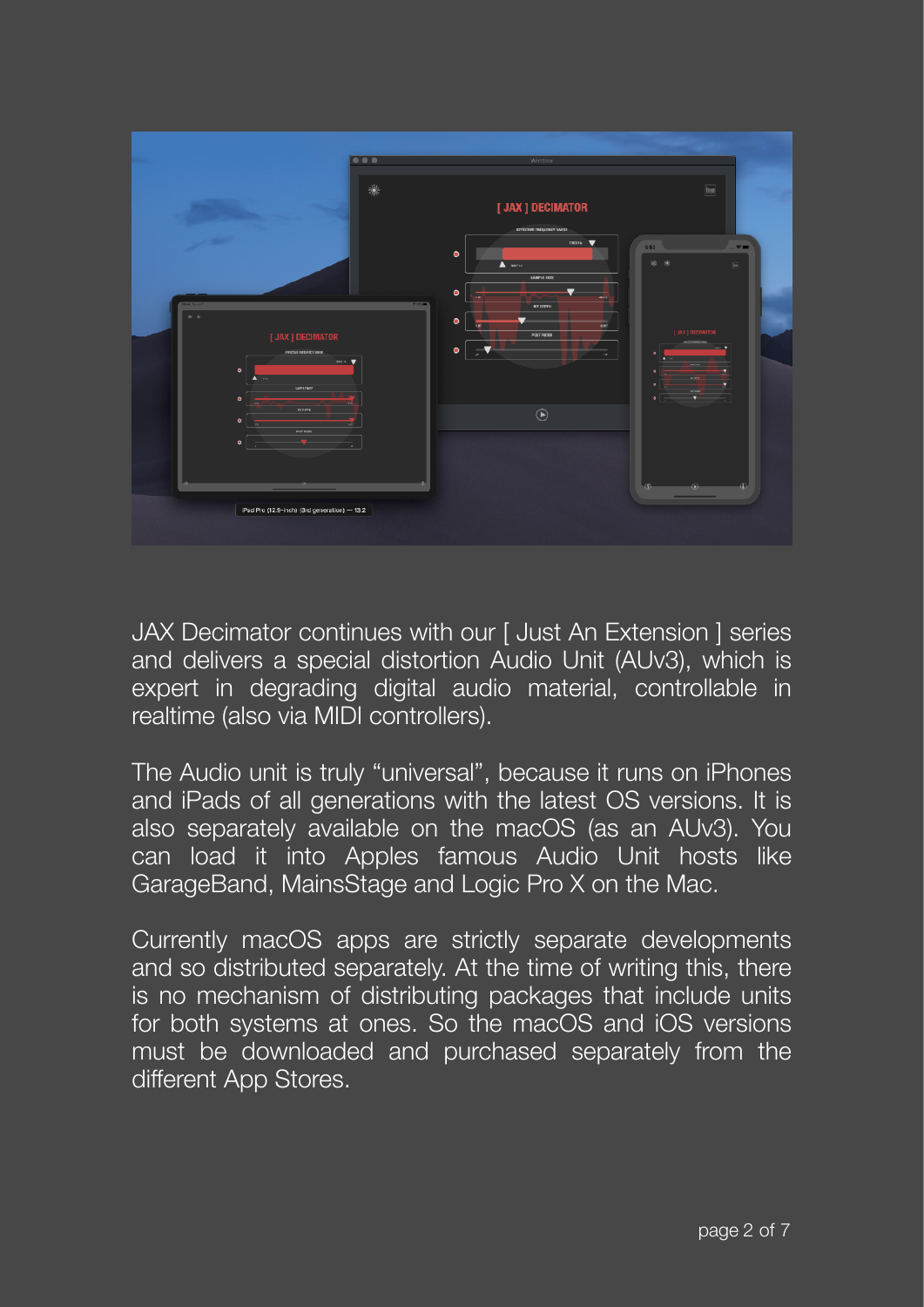JAX Decimator continues with our [ Just An Extension ] series and delivers a special distortion Audio Unit (AUv3), which is expert in degrading digital audio material, controllable in realtime (also via MIDI controllers).

The Audio unit is truly “universal”, because it runs on iPhones and iPads of all generations with the latest OS versions. It is also separately available on the macOS (as an AUv3). You can load it into Apples famous Audio Unit hosts like GarageBand, MainsStage and Logic Pro X on the Mac.

Currently macOS apps are strictly separate developments and so distributed separately. At the time of writing this, there is no mechanism of distributing packages that include units for both systems at ones. So the macOS and iOS versions must be downloaded and purchased separately from the different App Stores.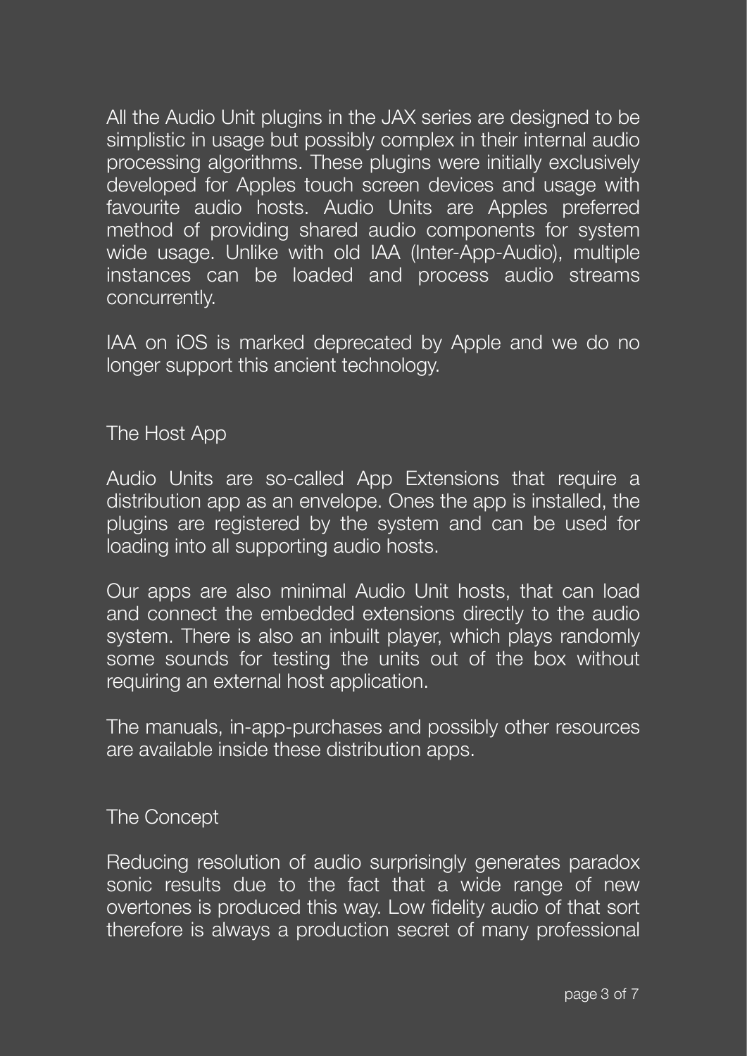All the Audio Unit plugins in the JAX series are designed to be simplistic in usage but possibly complex in their internal audio processing algorithms. These plugins were initially exclusively developed for Apples touch screen devices and usage with favourite audio hosts. Audio Units are Apples preferred method of providing shared audio components for system wide usage. Unlike with old IAA (Inter-App-Audio), multiple instances can be loaded and process audio streams concurrently.

IAA on iOS is marked deprecated by Apple and we do no longer support this ancient technology.

## The Host App

Audio Units are so-called App Extensions that require a distribution app as an envelope. Ones the app is installed, the plugins are registered by the system and can be used for loading into all supporting audio hosts.

Our apps are also minimal Audio Unit hosts, that can load and connect the embedded extensions directly to the audio system. There is also an inbuilt player, which plays randomly some sounds for testing the units out of the box without requiring an external host application.

The manuals, in-app-purchases and possibly other resources are available inside these distribution apps.

## The Concept

Reducing resolution of audio surprisingly generates paradox sonic results due to the fact that a wide range of new overtones is produced this way. Low fidelity audio of that sort therefore is always a production secret of many professional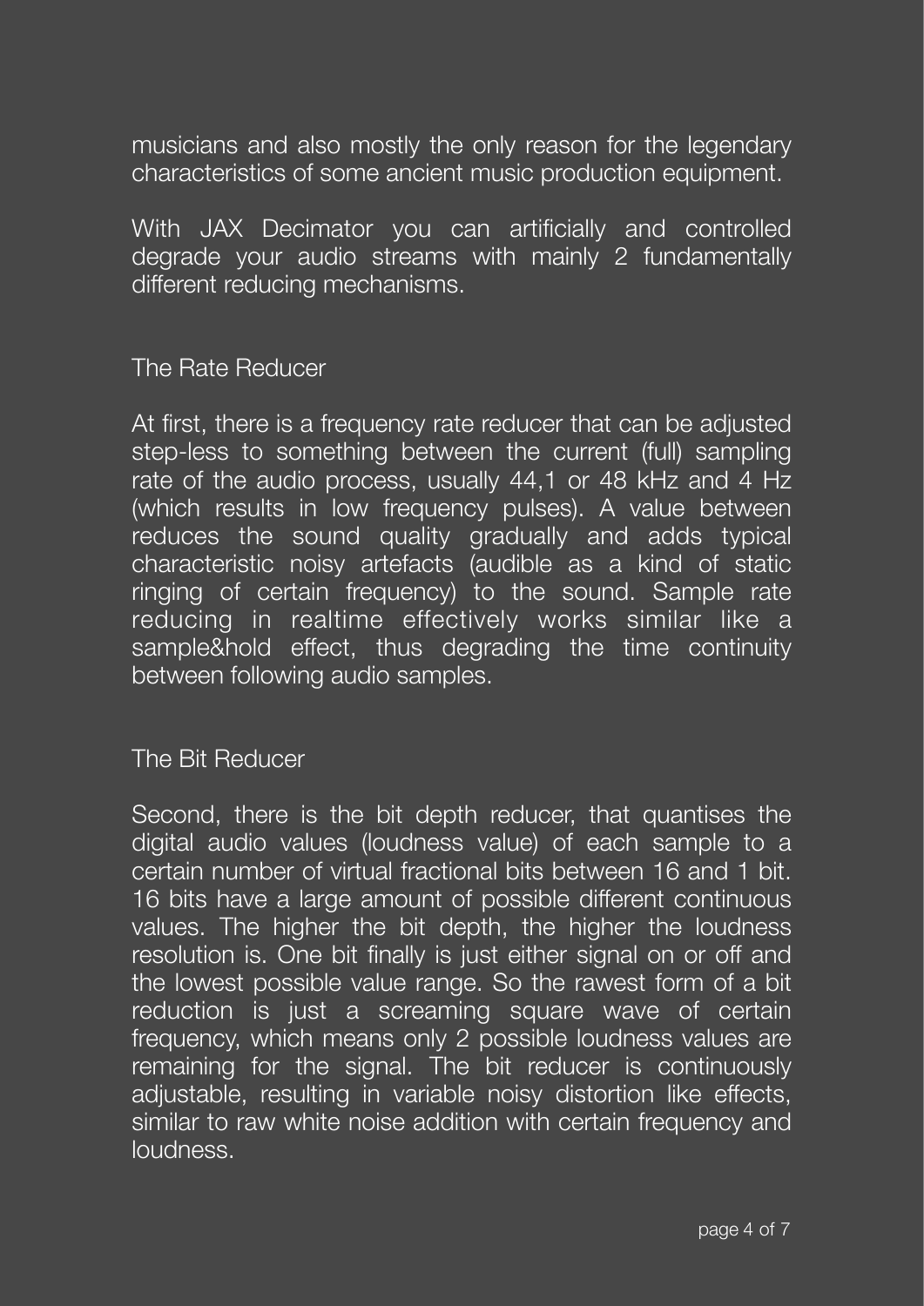musicians and also mostly the only reason for the legendary characteristics of some ancient music production equipment.

With JAX Decimator you can artificially and controlled degrade your audio streams with mainly 2 fundamentally different reducing mechanisms.

## The Rate Reducer

At first, there is a frequency rate reducer that can be adjusted step-less to something between the current (full) sampling rate of the audio process, usually 44,1 or 48 kHz and 4 Hz (which results in low frequency pulses). A value between reduces the sound quality gradually and adds typical characteristic noisy artefacts (audible as a kind of static ringing of certain frequency) to the sound. Sample rate reducing in realtime effectively works similar like a sample&hold effect, thus degrading the time continuity between following audio samples.

## The Bit Reducer

Second, there is the bit depth reducer, that quantises the digital audio values (loudness value) of each sample to a certain number of virtual fractional bits between 16 and 1 bit. 16 bits have a large amount of possible different continuous values. The higher the bit depth, the higher the loudness resolution is. One bit finally is just either signal on or off and the lowest possible value range. So the rawest form of a bit reduction is just a screaming square wave of certain frequency, which means only 2 possible loudness values are remaining for the signal. The bit reducer is continuously adjustable, resulting in variable noisy distortion like effects, similar to raw white noise addition with certain frequency and loudness.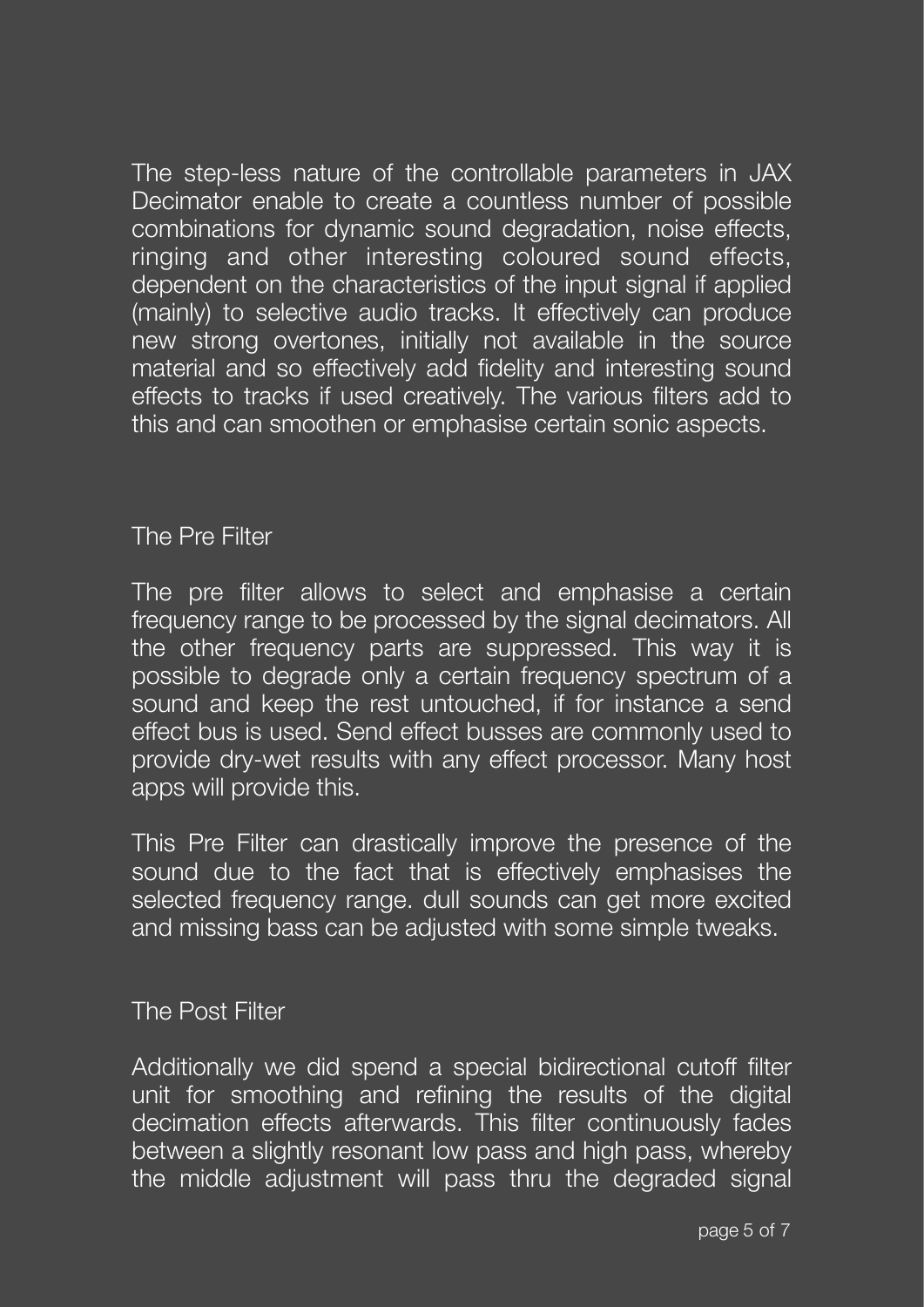The step-less nature of the controllable parameters in JAX Decimator enable to create a countless number of possible combinations for dynamic sound degradation, noise effects, ringing and other interesting coloured sound effects, dependent on the characteristics of the input signal if applied (mainly) to selective audio tracks. It effectively can produce new strong overtones, initially not available in the source material and so effectively add fidelity and interesting sound effects to tracks if used creatively. The various filters add to this and can smoothen or emphasise certain sonic aspects.

## The Pre Filter

The pre filter allows to select and emphasise a certain frequency range to be processed by the signal decimators. All the other frequency parts are suppressed. This way it is possible to degrade only a certain frequency spectrum of a sound and keep the rest untouched, if for instance a send effect bus is used. Send effect busses are commonly used to provide dry-wet results with any effect processor. Many host apps will provide this.

This Pre Filter can drastically improve the presence of the sound due to the fact that is effectively emphasises the selected frequency range. dull sounds can get more excited and missing bass can be adjusted with some simple tweaks.

## The Post Filter

Additionally we did spend a special bidirectional cutoff filter unit for smoothing and refining the results of the digital decimation effects afterwards. This filter continuously fades between a slightly resonant low pass and high pass, whereby the middle adjustment will pass thru the degraded signal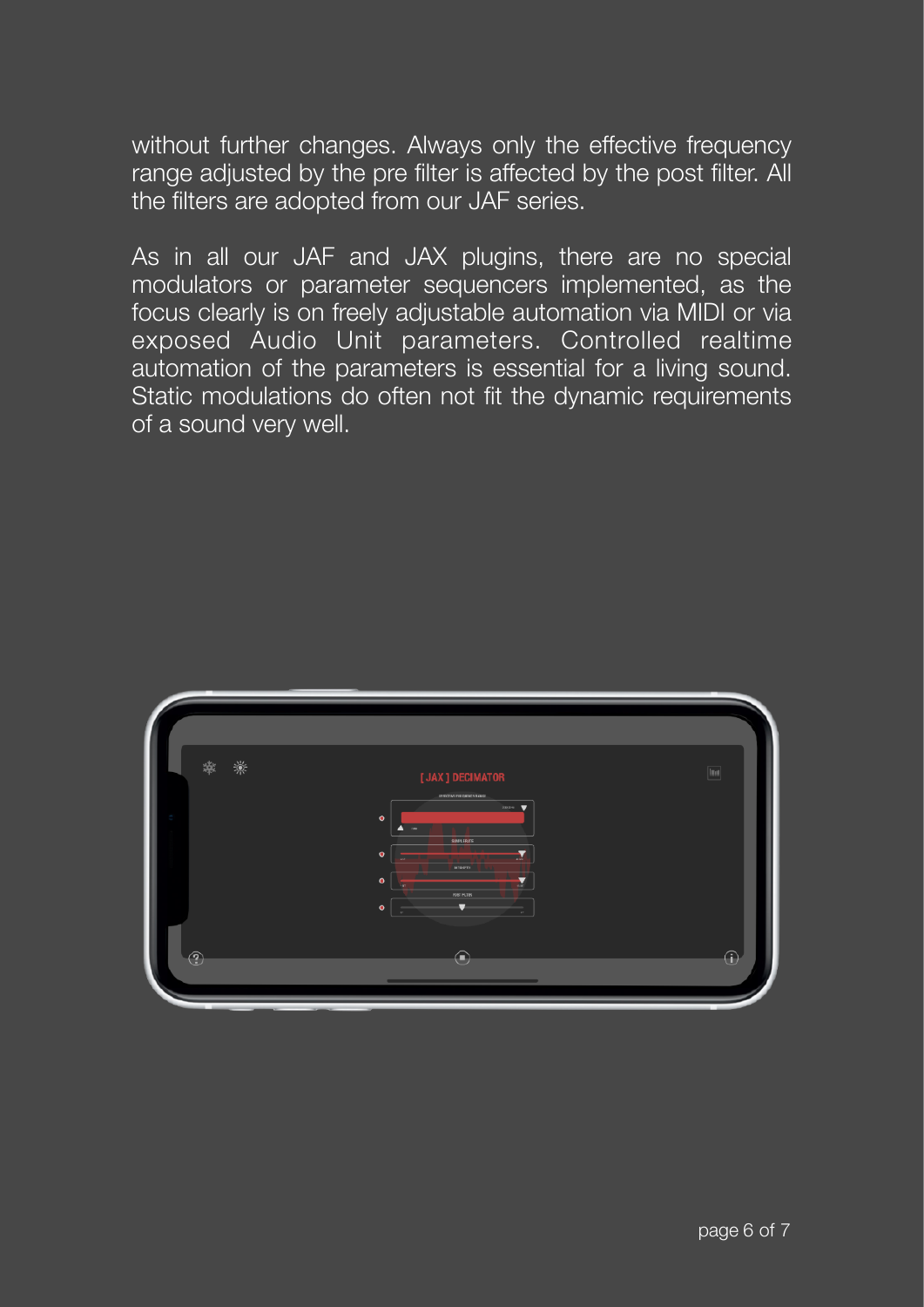without further changes. Always only the effective frequency range adjusted by the pre filter is affected by the post filter. All the filters are adopted from our JAF series.

As in all our JAF and JAX plugins, there are no special modulators or parameter sequencers implemented, as the focus clearly is on freely adjustable automation via MIDI or via exposed Audio Unit parameters. Controlled realtime automation of the parameters is essential for a living sound. Static modulations do often not fit the dynamic requirements of a sound very well.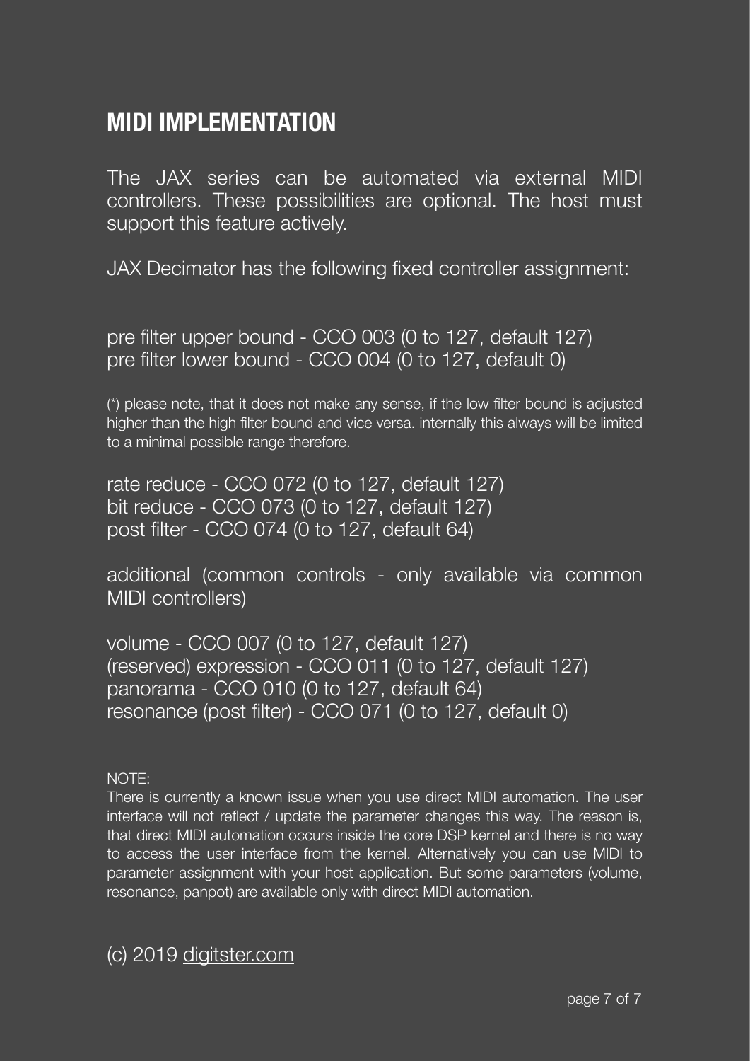# MIDI IMPLEMENTATION

The JAX series can be automated via external MIDI controllers. These possibilities are optional. The host must support this feature actively.

JAX Decimator has the following fixed controller assignment:

pre filter upper bound - CCO 003 (0 to 127, default 127)
pre filter lower bound - CCO 004 (0 to 127, default 0)

(*) please note, that it does not make any sense, if the low filter bound is adjusted higher than the high filter bound and vice versa. internally this always will be limited to a minimal possible range therefore.

rate reduce - CCO 072 (0 to 127, default 127)
bit reduce - CCO 073 (0 to 127, default 127)
post filter - CCO 074 (0 to 127, default 64)

additional (common controls - only available via common MIDI controllers)

volume - CCO 007 (0 to 127, default 127)
(reserved) expression - CCO 011 (0 to 127, default 127)
panorama - CCO 010 (0 to 127, default 64)
resonance (post filter) - CCO 071 (0 to 127, default 0)

NOTE:
There is currently a known issue when you use direct MIDI automation. The user interface will not reflect / update the parameter changes this way. The reason is, that direct MIDI automation occurs inside the core DSP kernel and there is no way to access the user interface from the kernel. Alternatively you can use MIDI to parameter assignment with your host application. But some parameters (volume, resonance, panpot) are available only with direct MIDI automation.

(c) 2019 digitster.com